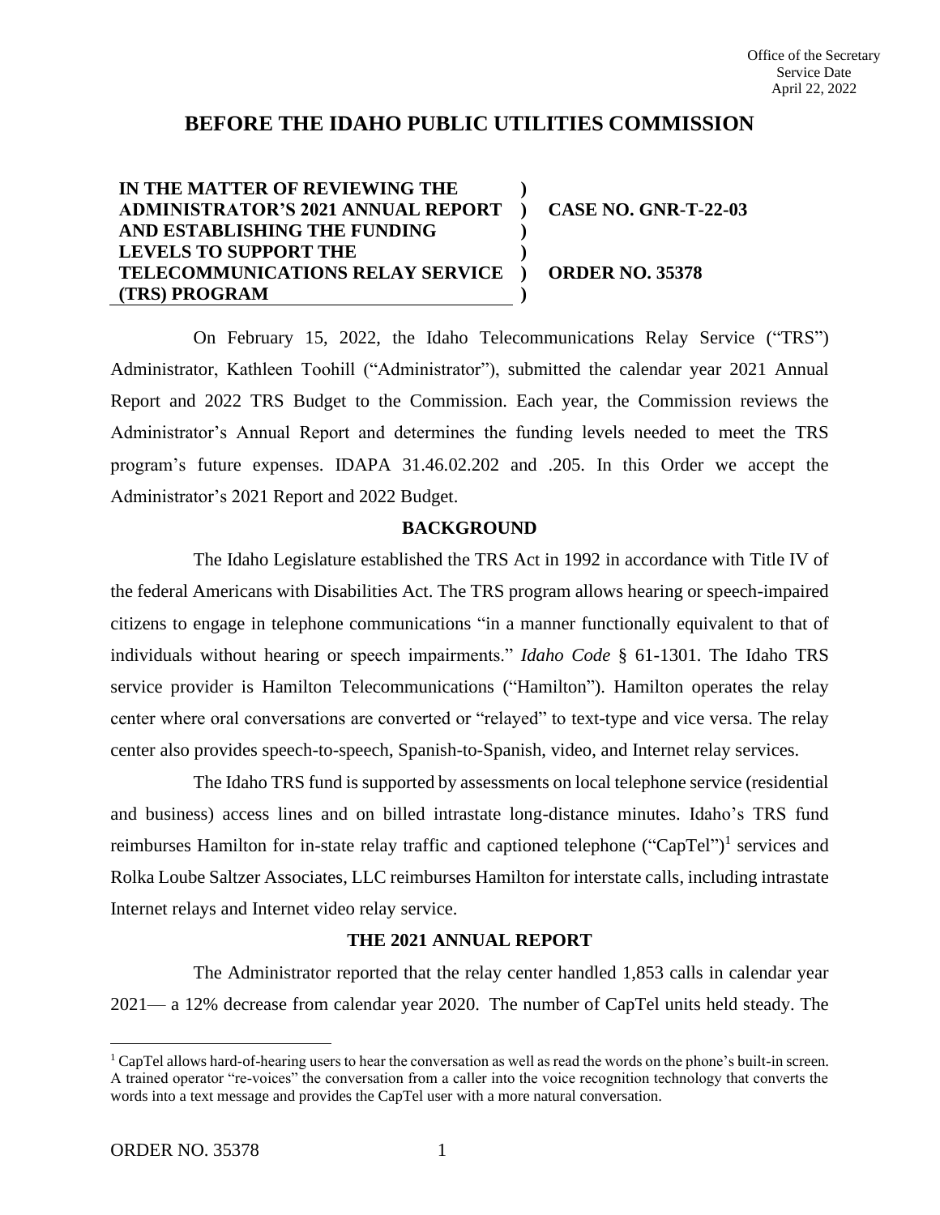Office of the Secretary
Service Date
April 22, 2022

# BEFORE THE IDAHO PUBLIC UTILITIES COMMISSION

| | | |
|---|---|---|
| **IN THE MATTER OF REVIEWING THE ADMINISTRATOR'S 2021 ANNUAL REPORT AND ESTABLISHING THE FUNDING LEVELS TO SUPPORT THE TELECOMMUNICATIONS RELAY SERVICE (TRS) PROGRAM** | **)** | **CASE NO. GNR-T-22-03** <br> **ORDER NO. 35378** |

On February 15, 2022, the Idaho Telecommunications Relay Service ("TRS") Administrator, Kathleen Toohill ("Administrator"), submitted the calendar year 2021 Annual Report and 2022 TRS Budget to the Commission. Each year, the Commission reviews the Administrator's Annual Report and determines the funding levels needed to meet the TRS program's future expenses. IDAPA 31.46.02.202 and .205. In this Order we accept the Administrator's 2021 Report and 2022 Budget.

## BACKGROUND

The Idaho Legislature established the TRS Act in 1992 in accordance with Title IV of the federal Americans with Disabilities Act. The TRS program allows hearing or speech-impaired citizens to engage in telephone communications "in a manner functionally equivalent to that of individuals without hearing or speech impairments." *Idaho Code* § 61-1301. The Idaho TRS service provider is Hamilton Telecommunications ("Hamilton"). Hamilton operates the relay center where oral conversations are converted or "relayed" to text-type and vice versa. The relay center also provides speech-to-speech, Spanish-to-Spanish, video, and Internet relay services.

The Idaho TRS fund is supported by assessments on local telephone service (residential and business) access lines and on billed intrastate long-distance minutes. Idaho's TRS fund reimburses Hamilton for in-state relay traffic and captioned telephone ("CapTel")[1] services and Rolka Loube Saltzer Associates, LLC reimburses Hamilton for interstate calls, including intrastate Internet relays and Internet video relay service.

## THE 2021 ANNUAL REPORT

The Administrator reported that the relay center handled 1,853 calls in calendar year 2021— a 12% decrease from calendar year 2020. The number of CapTel units held steady. The

[1] CapTel allows hard-of-hearing users to hear the conversation as well as read the words on the phone's built-in screen. A trained operator "re-voices" the conversation from a caller into the voice recognition technology that converts the words into a text message and provides the CapTel user with a more natural conversation.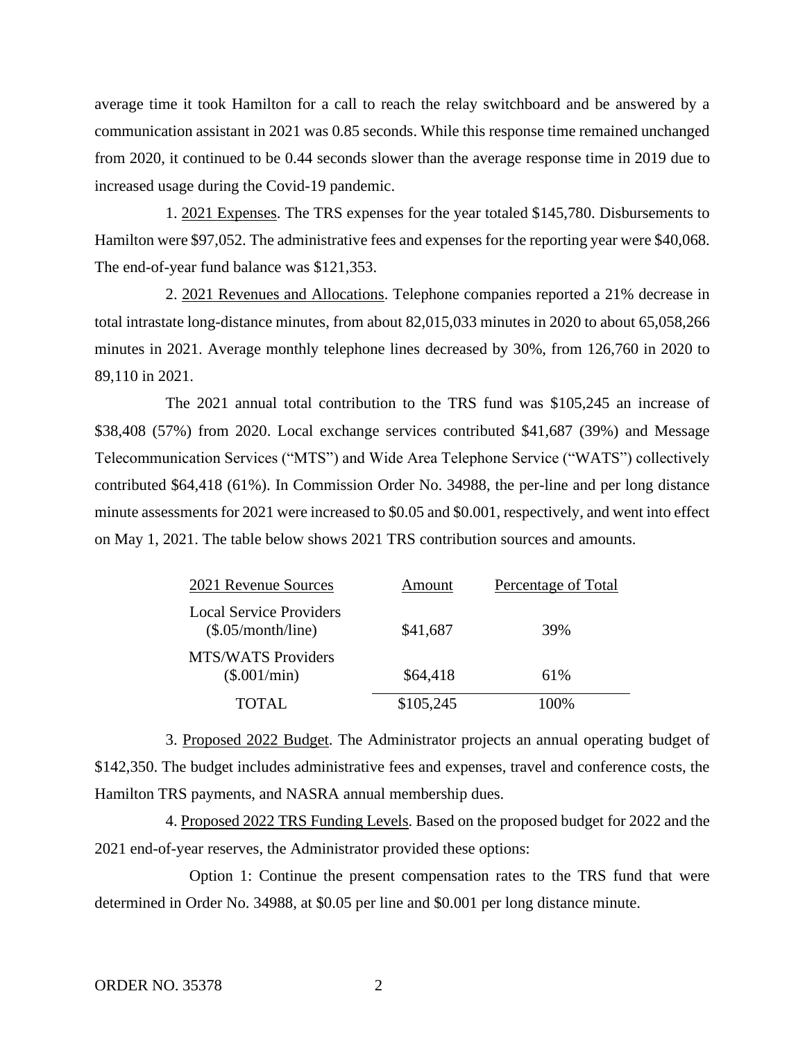average time it took Hamilton for a call to reach the relay switchboard and be answered by a communication assistant in 2021 was 0.85 seconds. While this response time remained unchanged from 2020, it continued to be 0.44 seconds slower than the average response time in 2019 due to increased usage during the Covid-19 pandemic.

1. <u>2021 Expenses</u>. The TRS expenses for the year totaled $145,780. Disbursements to Hamilton were $97,052. The administrative fees and expenses for the reporting year were $40,068. The end-of-year fund balance was $121,353.

2. <u>2021 Revenues and Allocations</u>. Telephone companies reported a 21% decrease in total intrastate long-distance minutes, from about 82,015,033 minutes in 2020 to about 65,058,266 minutes in 2021. Average monthly telephone lines decreased by 30%, from 126,760 in 2020 to 89,110 in 2021.

The 2021 annual total contribution to the TRS fund was $105,245 an increase of $38,408 (57%) from 2020. Local exchange services contributed $41,687 (39%) and Message Telecommunication Services ("MTS") and Wide Area Telephone Service ("WATS") collectively contributed $64,418 (61%). In Commission Order No. 34988, the per-line and per long distance minute assessments for 2021 were increased to $0.05 and $0.001, respectively, and went into effect on May 1, 2021. The table below shows 2021 TRS contribution sources and amounts.

| 2021 Revenue Sources | Amount | Percentage of Total |
|---|---|---|
| Local Service Providers ($.05/month/line) | $41,687 | 39% |
| MTS/WATS Providers ($.001/min) | $64,418 | 61% |
| TOTAL | $105,245 | 100% |

3. <u>Proposed 2022 Budget</u>. The Administrator projects an annual operating budget of $142,350. The budget includes administrative fees and expenses, travel and conference costs, the Hamilton TRS payments, and NASRA annual membership dues.

4. <u>Proposed 2022 TRS Funding Levels</u>. Based on the proposed budget for 2022 and the 2021 end-of-year reserves, the Administrator provided these options:

Option 1: Continue the present compensation rates to the TRS fund that were determined in Order No. 34988, at $0.05 per line and $0.001 per long distance minute.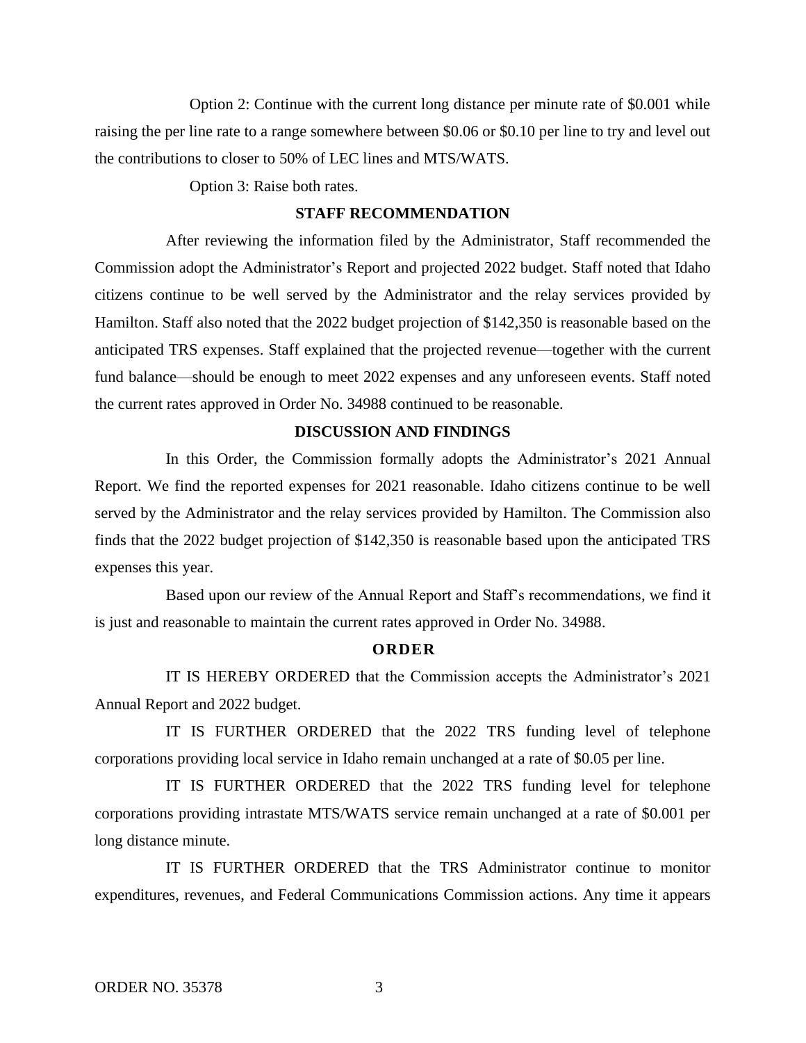Option 2: Continue with the current long distance per minute rate of $0.001 while raising the per line rate to a range somewhere between $0.06 or $0.10 per line to try and level out the contributions to closer to 50% of LEC lines and MTS/WATS.

Option 3: Raise both rates.

## STAFF RECOMMENDATION

After reviewing the information filed by the Administrator, Staff recommended the Commission adopt the Administrator's Report and projected 2022 budget. Staff noted that Idaho citizens continue to be well served by the Administrator and the relay services provided by Hamilton. Staff also noted that the 2022 budget projection of $142,350 is reasonable based on the anticipated TRS expenses. Staff explained that the projected revenue—together with the current fund balance—should be enough to meet 2022 expenses and any unforeseen events. Staff noted the current rates approved in Order No. 34988 continued to be reasonable.

## DISCUSSION AND FINDINGS

In this Order, the Commission formally adopts the Administrator's 2021 Annual Report. We find the reported expenses for 2021 reasonable. Idaho citizens continue to be well served by the Administrator and the relay services provided by Hamilton. The Commission also finds that the 2022 budget projection of $142,350 is reasonable based upon the anticipated TRS expenses this year.

Based upon our review of the Annual Report and Staff's recommendations, we find it is just and reasonable to maintain the current rates approved in Order No. 34988.

## ORDER

IT IS HEREBY ORDERED that the Commission accepts the Administrator's 2021 Annual Report and 2022 budget.

IT IS FURTHER ORDERED that the 2022 TRS funding level of telephone corporations providing local service in Idaho remain unchanged at a rate of $0.05 per line.

IT IS FURTHER ORDERED that the 2022 TRS funding level for telephone corporations providing intrastate MTS/WATS service remain unchanged at a rate of $0.001 per long distance minute.

IT IS FURTHER ORDERED that the TRS Administrator continue to monitor expenditures, revenues, and Federal Communications Commission actions. Any time it appears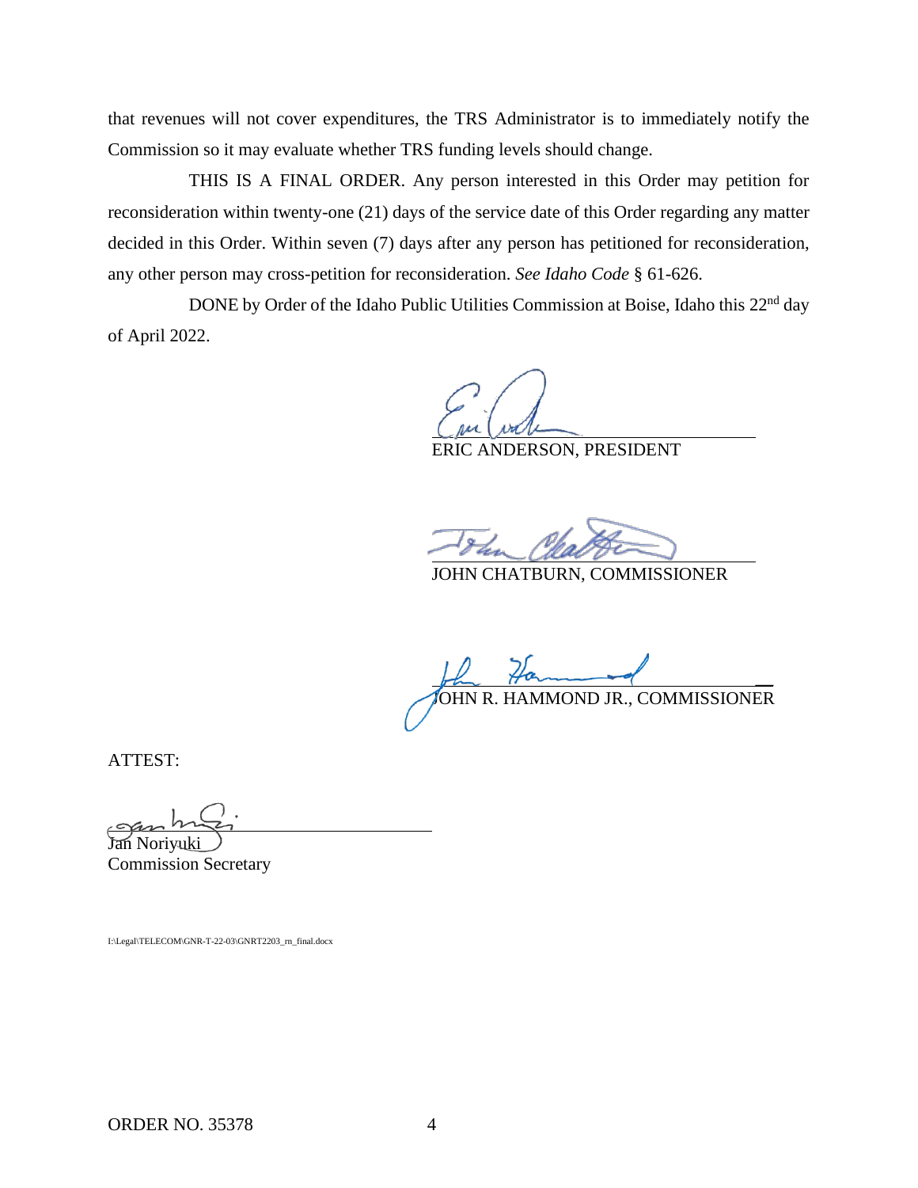that revenues will not cover expenditures, the TRS Administrator is to immediately notify the Commission so it may evaluate whether TRS funding levels should change.

THIS IS A FINAL ORDER. Any person interested in this Order may petition for reconsideration within twenty-one (21) days of the service date of this Order regarding any matter decided in this Order. Within seven (7) days after any person has petitioned for reconsideration, any other person may cross-petition for reconsideration. *See Idaho Code* § 61-626.

DONE by Order of the Idaho Public Utilities Commission at Boise, Idaho this 22nd day of April 2022.

ERIC ANDERSON, PRESIDENT

JOHN CHATBURN, COMMISSIONER

JOHN R. HAMMOND JR., COMMISSIONER

ATTEST:

Jan Noriyuki
Commission Secretary

I:\Legal\TELECOM\GNR-T-22-03\GNRT2203_rn_final.docx

ORDER NO. 35378